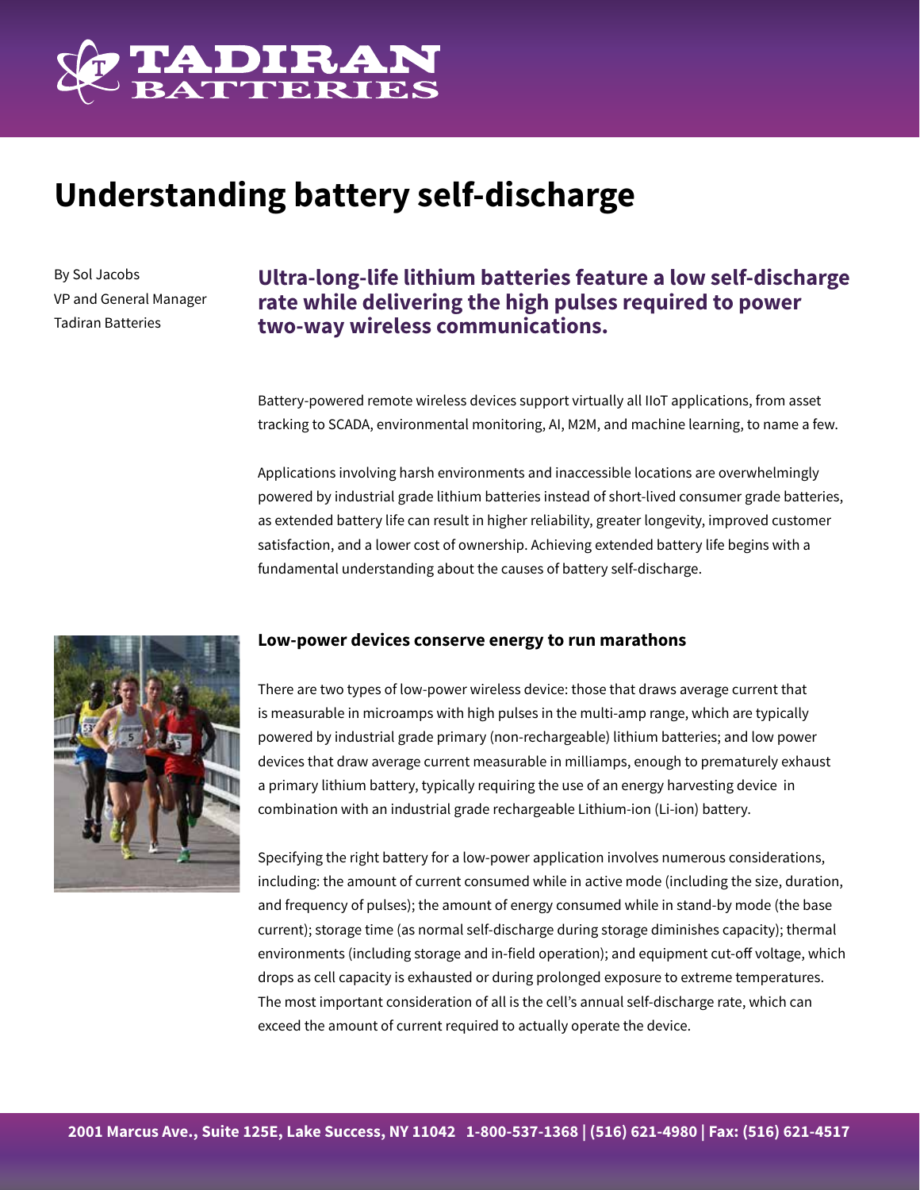# Understanding battery self-discharge

By Sol Jacobs
VP and General Manager
Tadiran Batteries

## Ultra-long-life lithium batteries feature a low self-discharge rate while delivering the high pulses required to power two-way wireless communications.

Battery-powered remote wireless devices support virtually all IIoT applications, from asset tracking to SCADA, environmental monitoring, AI, M2M, and machine learning, to name a few.

Applications involving harsh environments and inaccessible locations are overwhelmingly powered by industrial grade lithium batteries instead of short-lived consumer grade batteries, as extended battery life can result in higher reliability, greater longevity, improved customer satisfaction, and a lower cost of ownership. Achieving extended battery life begins with a fundamental understanding about the causes of battery self-discharge.

### Low-power devices conserve energy to run marathons

There are two types of low-power wireless device: those that draws average current that is measurable in microamps with high pulses in the multi-amp range, which are typically powered by industrial grade primary (non-rechargeable) lithium batteries; and low power devices that draw average current measurable in milliamps, enough to prematurely exhaust a primary lithium battery, typically requiring the use of an energy harvesting device in combination with an industrial grade rechargeable Lithium-ion (Li-ion) battery.

Specifying the right battery for a low-power application involves numerous considerations, including: the amount of current consumed while in active mode (including the size, duration, and frequency of pulses); the amount of energy consumed while in stand-by mode (the base current); storage time (as normal self-discharge during storage diminishes capacity); thermal environments (including storage and in-field operation); and equipment cut-off voltage, which drops as cell capacity is exhausted or during prolonged exposure to extreme temperatures. The most important consideration of all is the cell's annual self-discharge rate, which can exceed the amount of current required to actually operate the device.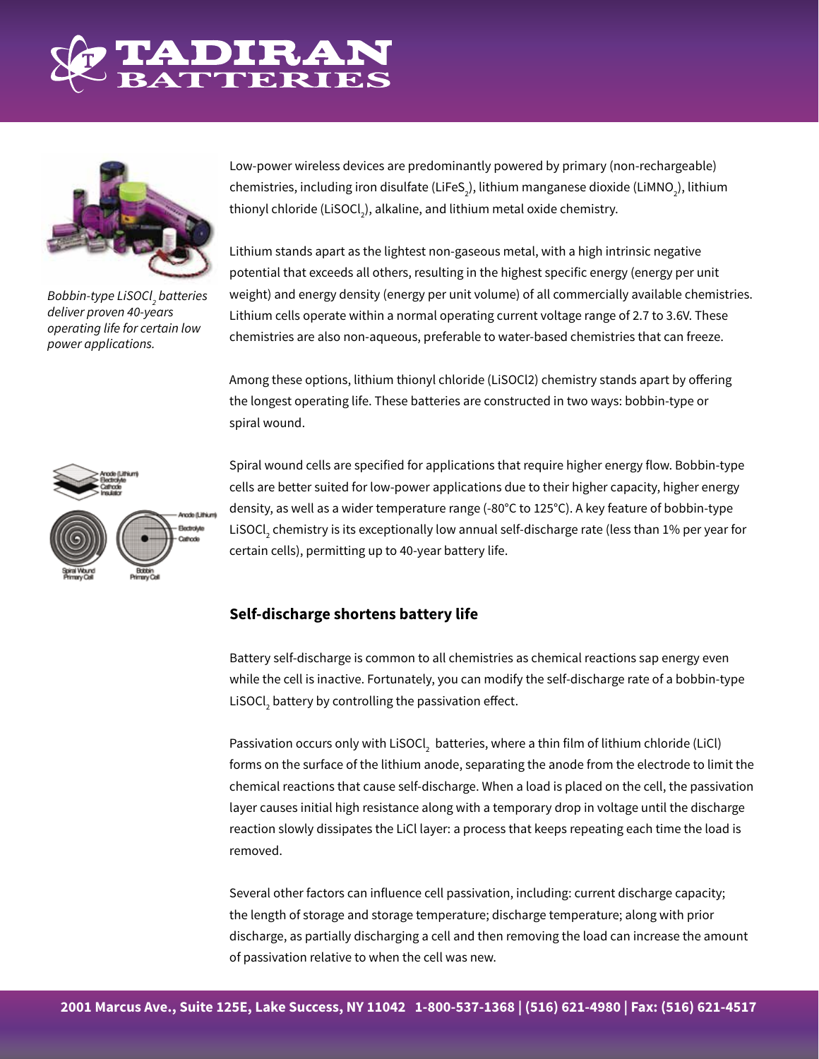*Bobbin-type $LiSOCl_2$ batteries deliver proven 40-years operating life for certain low power applications.*

Low-power wireless devices are predominantly powered by primary (non-rechargeable) chemistries, including iron disulfate ($LiFeS_2$), lithium manganese dioxide ($LiMNO_2$), lithium thionyl chloride ($LiSOCl_2$), alkaline, and lithium metal oxide chemistry.

Lithium stands apart as the lightest non-gaseous metal, with a high intrinsic negative potential that exceeds all others, resulting in the highest specific energy (energy per unit weight) and energy density (energy per unit volume) of all commercially available chemistries. Lithium cells operate within a normal operating current voltage range of 2.7 to 3.6V. These chemistries are also non-aqueous, preferable to water-based chemistries that can freeze.

Among these options, lithium thionyl chloride (LiSOCl2) chemistry stands apart by offering the longest operating life. These batteries are constructed in two ways: bobbin-type or spiral wound.

Spiral wound cells are specified for applications that require higher energy flow. Bobbin-type cells are better suited for low-power applications due to their higher capacity, higher energy density, as well as a wider temperature range (-80°C to 125°C). A key feature of bobbin-type $LiSOCl_2$ chemistry is its exceptionally low annual self-discharge rate (less than 1% per year for certain cells), permitting up to 40-year battery life.

## Self-discharge shortens battery life

Battery self-discharge is common to all chemistries as chemical reactions sap energy even while the cell is inactive. Fortunately, you can modify the self-discharge rate of a bobbin-type $LiSOCl_2$ battery by controlling the passivation effect.

Passivation occurs only with $LiSOCl_2$ batteries, where a thin film of lithium chloride (LiCl) forms on the surface of the lithium anode, separating the anode from the electrode to limit the chemical reactions that cause self-discharge. When a load is placed on the cell, the passivation layer causes initial high resistance along with a temporary drop in voltage until the discharge reaction slowly dissipates the LiCl layer: a process that keeps repeating each time the load is removed.

Several other factors can influence cell passivation, including: current discharge capacity; the length of storage and storage temperature; discharge temperature; along with prior discharge, as partially discharging a cell and then removing the load can increase the amount of passivation relative to when the cell was new.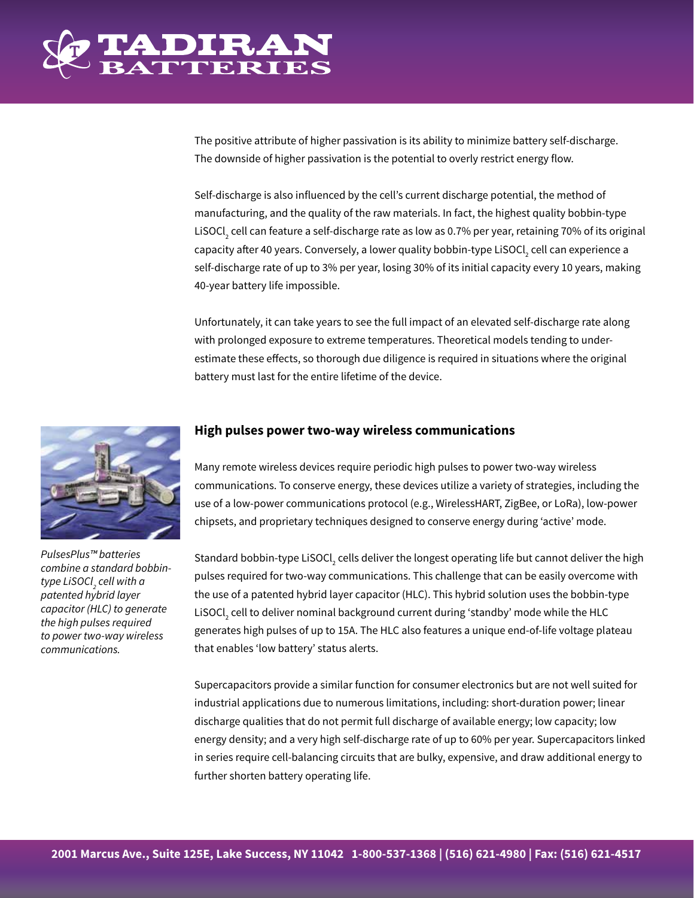The positive attribute of higher passivation is its ability to minimize battery self-discharge. The downside of higher passivation is the potential to overly restrict energy flow.

Self-discharge is also influenced by the cell's current discharge potential, the method of manufacturing, and the quality of the raw materials. In fact, the highest quality bobbin-type $LiSOCl_2$ cell can feature a self-discharge rate as low as 0.7% per year, retaining 70% of its original capacity after 40 years. Conversely, a lower quality bobbin-type $LiSOCl_2$ cell can experience a self-discharge rate of up to 3% per year, losing 30% of its initial capacity every 10 years, making 40-year battery life impossible.

Unfortunately, it can take years to see the full impact of an elevated self-discharge rate along with prolonged exposure to extreme temperatures. Theoretical models tending to under-estimate these effects, so thorough due diligence is required in situations where the original battery must last for the entire lifetime of the device.

## High pulses power two-way wireless communications

Many remote wireless devices require periodic high pulses to power two-way wireless communications. To conserve energy, these devices utilize a variety of strategies, including the use of a low-power communications protocol (e.g., WirelessHART, ZigBee, or LoRa), low-power chipsets, and proprietary techniques designed to conserve energy during 'active' mode.

*PulsesPlus™ batteries combine a standard bobbin-type $LiSOCl_2$ cell with a patented hybrid layer capacitor (HLC) to generate the high pulses required to power two-way wireless communications.*

Standard bobbin-type $LiSOCl_2$ cells deliver the longest operating life but cannot deliver the high pulses required for two-way communications. This challenge that can be easily overcome with the use of a patented hybrid layer capacitor (HLC). This hybrid solution uses the bobbin-type $LiSOCl_2$ cell to deliver nominal background current during 'standby' mode while the HLC generates high pulses of up to 15A. The HLC also features a unique end-of-life voltage plateau that enables 'low battery' status alerts.

Supercapacitors provide a similar function for consumer electronics but are not well suited for industrial applications due to numerous limitations, including: short-duration power; linear discharge qualities that do not permit full discharge of available energy; low capacity; low energy density; and a very high self-discharge rate of up to 60% per year. Supercapacitors linked in series require cell-balancing circuits that are bulky, expensive, and draw additional energy to further shorten battery operating life.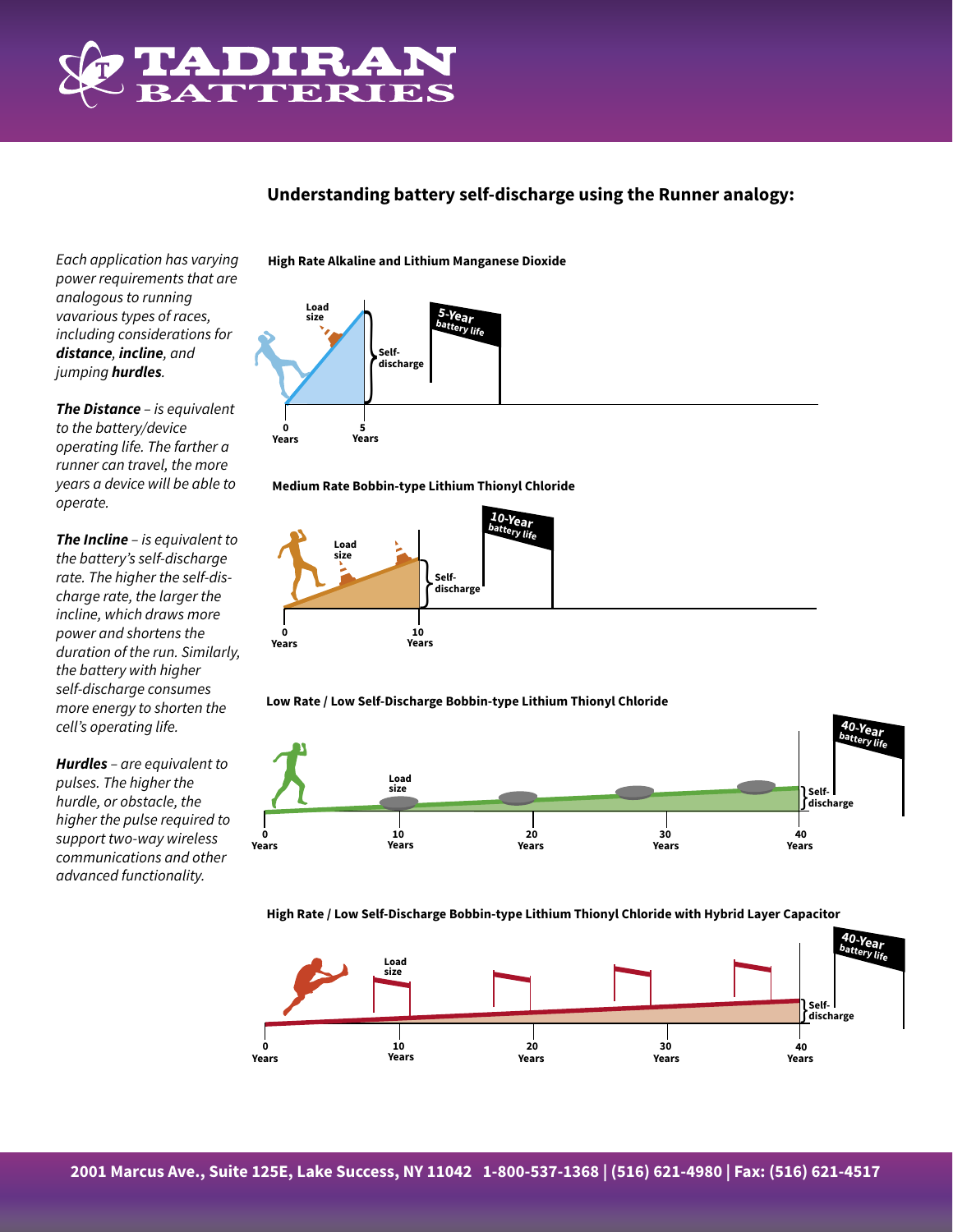## Understanding battery self-discharge using the Runner analogy:

*Each application has varying power requirements that are analogous to running vavarious types of races, including considerations for **distance**, **incline**, and jumping **hurdles**.*

***The Distance*** *– is equivalent to the battery/device operating life. The farther a runner can travel, the more years a device will be able to operate.*

***The Incline*** *– is equivalent to the battery's self-discharge rate. The higher the self-discharge rate, the larger the incline, which draws more power and shortens the duration of the run. Similarly, the battery with higher self-discharge consumes more energy to shorten the cell's operating life.*

***Hurdles*** *– are equivalent to pulses. The higher the hurdle, or obstacle, the higher the pulse required to support two-way wireless communications and other advanced functionality.*

**High Rate Alkaline and Lithium Manganese Dioxide**

Load size — Self-discharge — 5-Year battery life — 0 Years, 5 Years

**Medium Rate Bobbin-type Lithium Thionyl Chloride**

Load size — Self-discharge — 10-Year battery life — 0 Years, 10 Years

**Low Rate / Low Self-Discharge Bobbin-type Lithium Thionyl Chloride**

Load size — Self-discharge — 40-Year battery life — 0 Years, 10 Years, 20 Years, 30 Years, 40 Years

**High Rate / Low Self-Discharge Bobbin-type Lithium Thionyl Chloride with Hybrid Layer Capacitor**

Load size — Self-discharge — 40-Year battery life — 0 Years, 10 Years, 20 Years, 30 Years, 40 Years

2001 Marcus Ave., Suite 125E, Lake Success, NY 11042 1-800-537-1368 | (516) 621-4980 | Fax: (516) 621-4517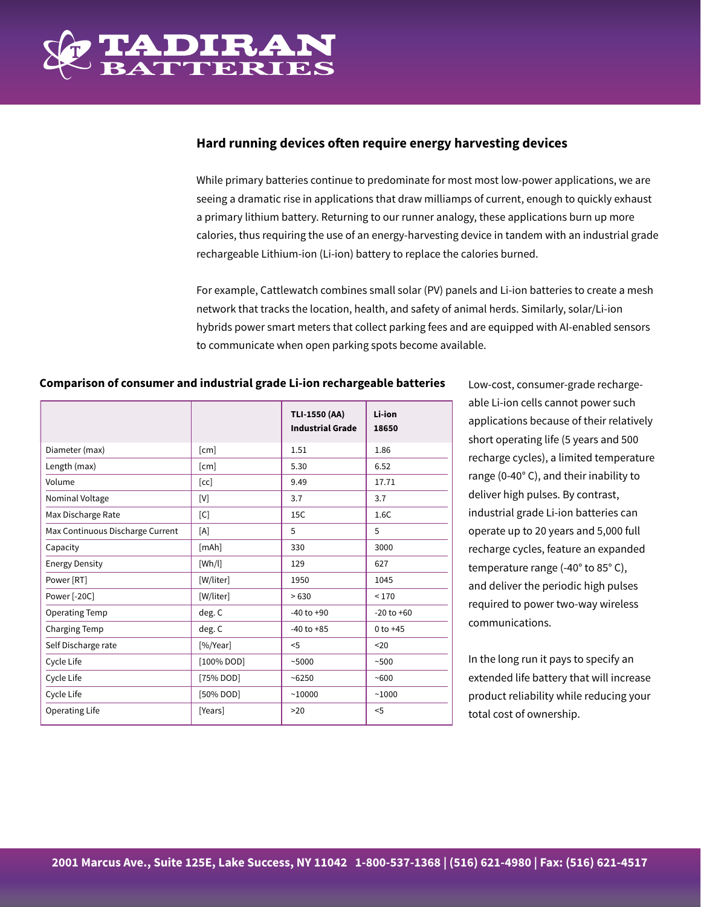## Hard running devices often require energy harvesting devices

While primary batteries continue to predominate for most most low-power applications, we are seeing a dramatic rise in applications that draw milliamps of current, enough to quickly exhaust a primary lithium battery. Returning to our runner analogy, these applications burn up more calories, thus requiring the use of an energy-harvesting device in tandem with an industrial grade rechargeable Lithium-ion (Li-ion) battery to replace the calories burned.

For example, Cattlewatch combines small solar (PV) panels and Li-ion batteries to create a mesh network that tracks the location, health, and safety of animal herds. Similarly, solar/Li-ion hybrids power smart meters that collect parking fees and are equipped with AI-enabled sensors to communicate when open parking spots become available.

**Comparison of consumer and industrial grade Li-ion rechargeable batteries**

| | | TLI-1550 (AA) Industrial Grade | Li-ion 18650 |
|---|---|---|---|
| Diameter (max) | [cm] | 1.51 | 1.86 |
| Length (max) | [cm] | 5.30 | 6.52 |
| Volume | [cc] | 9.49 | 17.71 |
| Nominal Voltage | [V] | 3.7 | 3.7 |
| Max Discharge Rate | [C] | 15C | 1.6C |
| Max Continuous Discharge Current | [A] | 5 | 5 |
| Capacity | [mAh] | 330 | 3000 |
| Energy Density | [Wh/l] | 129 | 627 |
| Power [RT] | [W/liter] | 1950 | 1045 |
| Power [-20C] | [W/liter] | > 630 | < 170 |
| Operating Temp | deg. C | -40 to +90 | -20 to +60 |
| Charging Temp | deg. C | -40 to +85 | 0 to +45 |
| Self Discharge rate | [%/Year] | <5 | <20 |
| Cycle Life | [100% DOD] | ~5000 | ~500 |
| Cycle Life | [75% DOD] | ~6250 | ~600 |
| Cycle Life | [50% DOD] | ~10000 | ~1000 |
| Operating Life | [Years] | >20 | <5 |

Low-cost, consumer-grade rechargeable Li-ion cells cannot power such applications because of their relatively short operating life (5 years and 500 recharge cycles), a limited temperature range (0-40° C), and their inability to deliver high pulses. By contrast, industrial grade Li-ion batteries can operate up to 20 years and 5,000 full recharge cycles, feature an expanded temperature range (-40° to 85° C), and deliver the periodic high pulses required to power two-way wireless communications.

In the long run it pays to specify an extended life battery that will increase product reliability while reducing your total cost of ownership.

**2001 Marcus Ave., Suite 125E, Lake Success, NY 11042 1-800-537-1368 | (516) 621-4980 | Fax: (516) 621-4517**